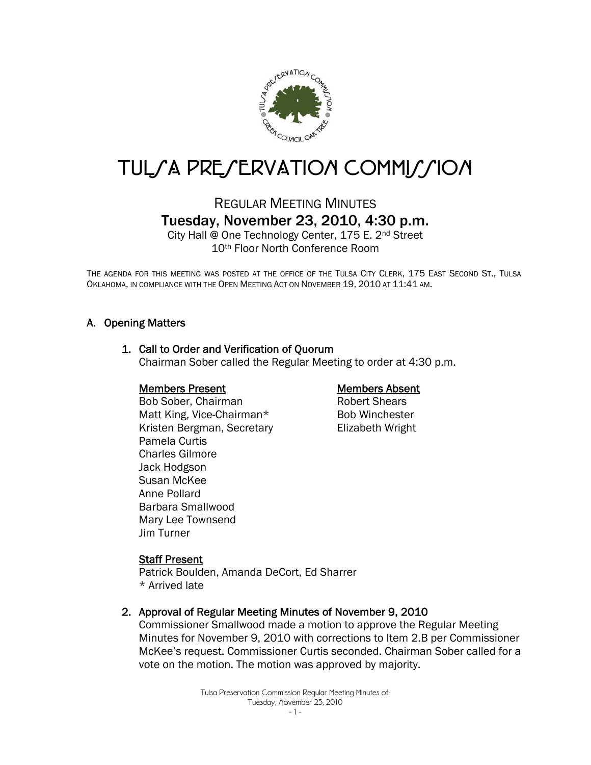# TULSA PRESERVATION COMMISSION

## REGULAR MEETING MINUTES

### Tuesday, November 23, 2010, 4:30 p.m.

City Hall @ One Technology Center, 175 E. 2nd Street
10th Floor North Conference Room

THE AGENDA FOR THIS MEETING WAS POSTED AT THE OFFICE OF THE TULSA CITY CLERK, 175 EAST SECOND ST., TULSA OKLAHOMA, IN COMPLIANCE WITH THE OPEN MEETING ACT ON NOVEMBER 19, 2010 AT 11:41 AM.

## A. Opening Matters

### 1. Call to Order and Verification of Quorum

Chairman Sober called the Regular Meeting to order at 4:30 p.m.

**Members Present**

Bob Sober, Chairman
Matt King, Vice-Chairman*
Kristen Bergman, Secretary
Pamela Curtis
Charles Gilmore
Jack Hodgson
Susan McKee
Anne Pollard
Barbara Smallwood
Mary Lee Townsend
Jim Turner

**Members Absent**

Robert Shears
Bob Winchester
Elizabeth Wright

**Staff Present**

Patrick Boulden, Amanda DeCort, Ed Sharrer
* Arrived late

### 2. Approval of Regular Meeting Minutes of November 9, 2010

Commissioner Smallwood made a motion to approve the Regular Meeting Minutes for November 9, 2010 with corrections to Item 2.B per Commissioner McKee's request. Commissioner Curtis seconded. Chairman Sober called for a vote on the motion. The motion was approved by majority.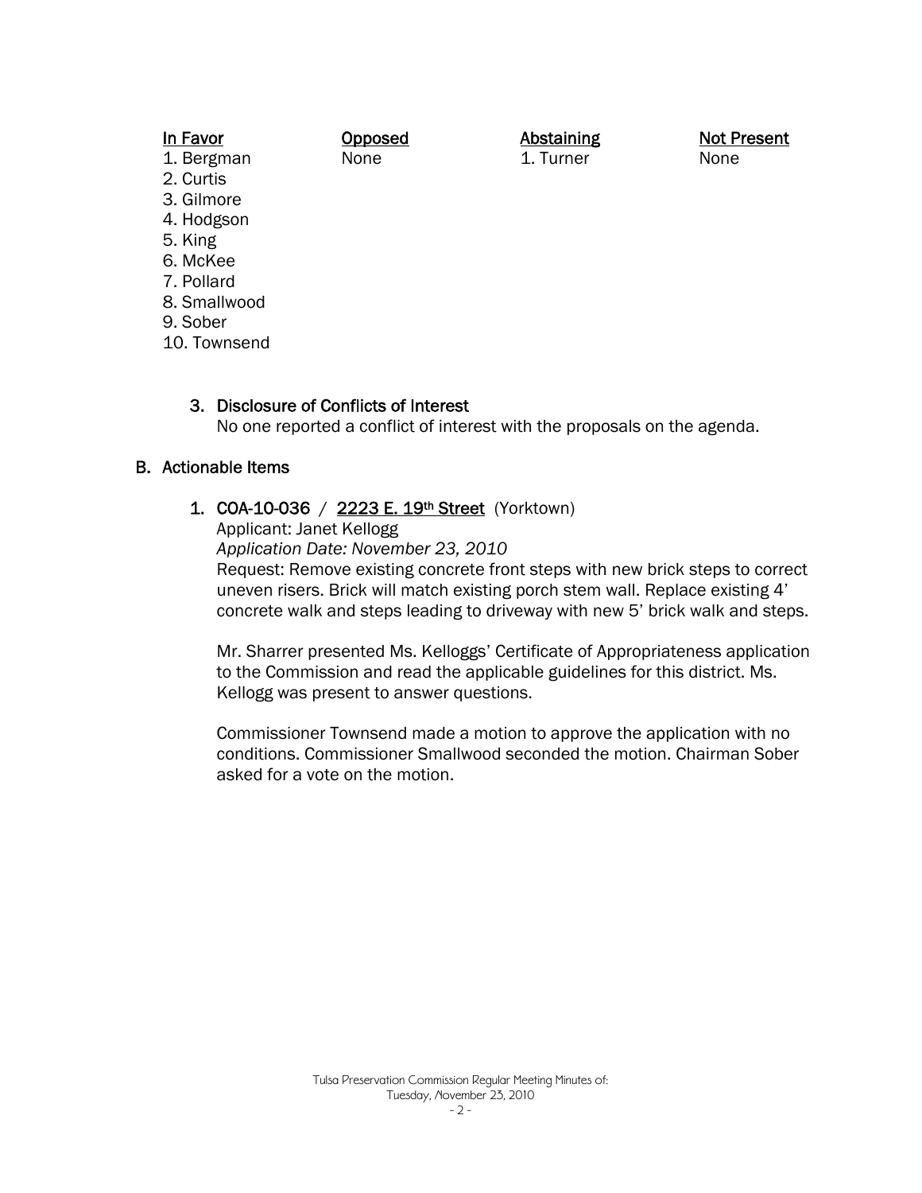| In Favor | Opposed | Abstaining | Not Present |
|---|---|---|---|
| 1. Bergman | None | 1. Turner | None |
| 2. Curtis | | | |
| 3. Gilmore | | | |
| 4. Hodgson | | | |
| 5. King | | | |
| 6. McKee | | | |
| 7. Pollard | | | |
| 8. Smallwood | | | |
| 9. Sober | | | |
| 10. Townsend | | | |

3. Disclosure of Conflicts of Interest
   No one reported a conflict of interest with the proposals on the agenda.

## B. Actionable Items

1. COA-10-036 / 2223 E. 19th Street (Yorktown)
   Applicant: Janet Kellogg
   *Application Date: November 23, 2010*
   Request: Remove existing concrete front steps with new brick steps to correct uneven risers. Brick will match existing porch stem wall. Replace existing 4' concrete walk and steps leading to driveway with new 5' brick walk and steps.

   Mr. Sharrer presented Ms. Kelloggs' Certificate of Appropriateness application to the Commission and read the applicable guidelines for this district. Ms. Kellogg was present to answer questions.

   Commissioner Townsend made a motion to approve the application with no conditions. Commissioner Smallwood seconded the motion. Chairman Sober asked for a vote on the motion.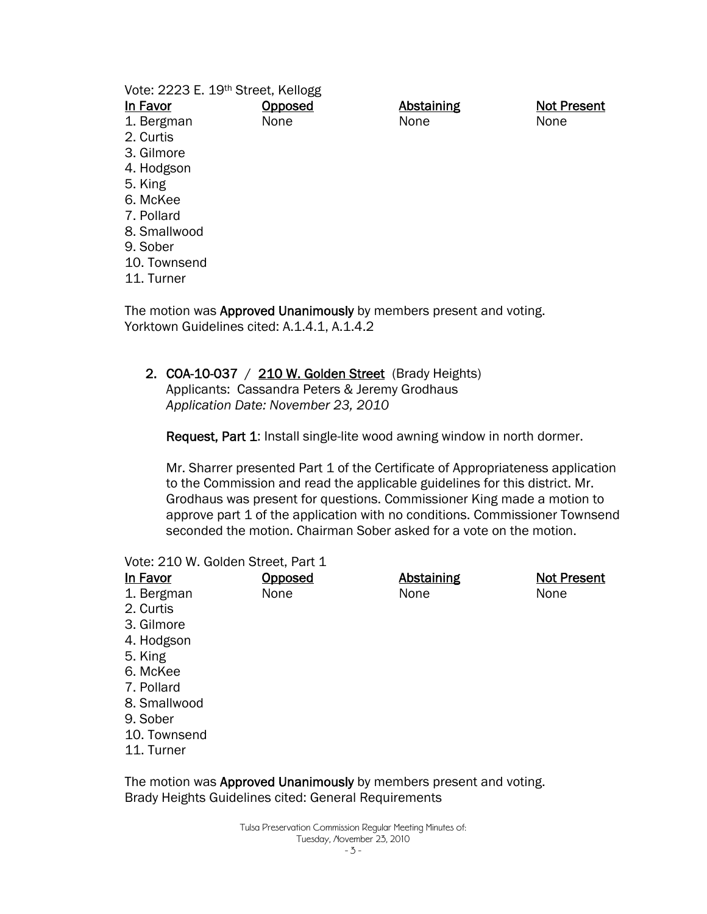Vote: 2223 E. 19th Street, Kellogg

| In Favor | Opposed | Abstaining | Not Present |
|---|---|---|---|
| 1. Bergman | None | None | None |
| 2. Curtis | | | |
| 3. Gilmore | | | |
| 4. Hodgson | | | |
| 5. King | | | |
| 6. McKee | | | |
| 7. Pollard | | | |
| 8. Smallwood | | | |
| 9. Sober | | | |
| 10. Townsend | | | |
| 11. Turner | | | |

The motion was **Approved Unanimously** by members present and voting.
Yorktown Guidelines cited: A.1.4.1, A.1.4.2

2. **COA-10-037** / **210 W. Golden Street** (Brady Heights)
   Applicants: Cassandra Peters & Jeremy Grodhaus
   *Application Date: November 23, 2010*

   **Request, Part 1**: Install single-lite wood awning window in north dormer.

   Mr. Sharrer presented Part 1 of the Certificate of Appropriateness application to the Commission and read the applicable guidelines for this district. Mr. Grodhaus was present for questions. Commissioner King made a motion to approve part 1 of the application with no conditions. Commissioner Townsend seconded the motion. Chairman Sober asked for a vote on the motion.

Vote: 210 W. Golden Street, Part 1

| In Favor | Opposed | Abstaining | Not Present |
|---|---|---|---|
| 1. Bergman | None | None | None |
| 2. Curtis | | | |
| 3. Gilmore | | | |
| 4. Hodgson | | | |
| 5. King | | | |
| 6. McKee | | | |
| 7. Pollard | | | |
| 8. Smallwood | | | |
| 9. Sober | | | |
| 10. Townsend | | | |
| 11. Turner | | | |

The motion was **Approved Unanimously** by members present and voting.
Brady Heights Guidelines cited: General Requirements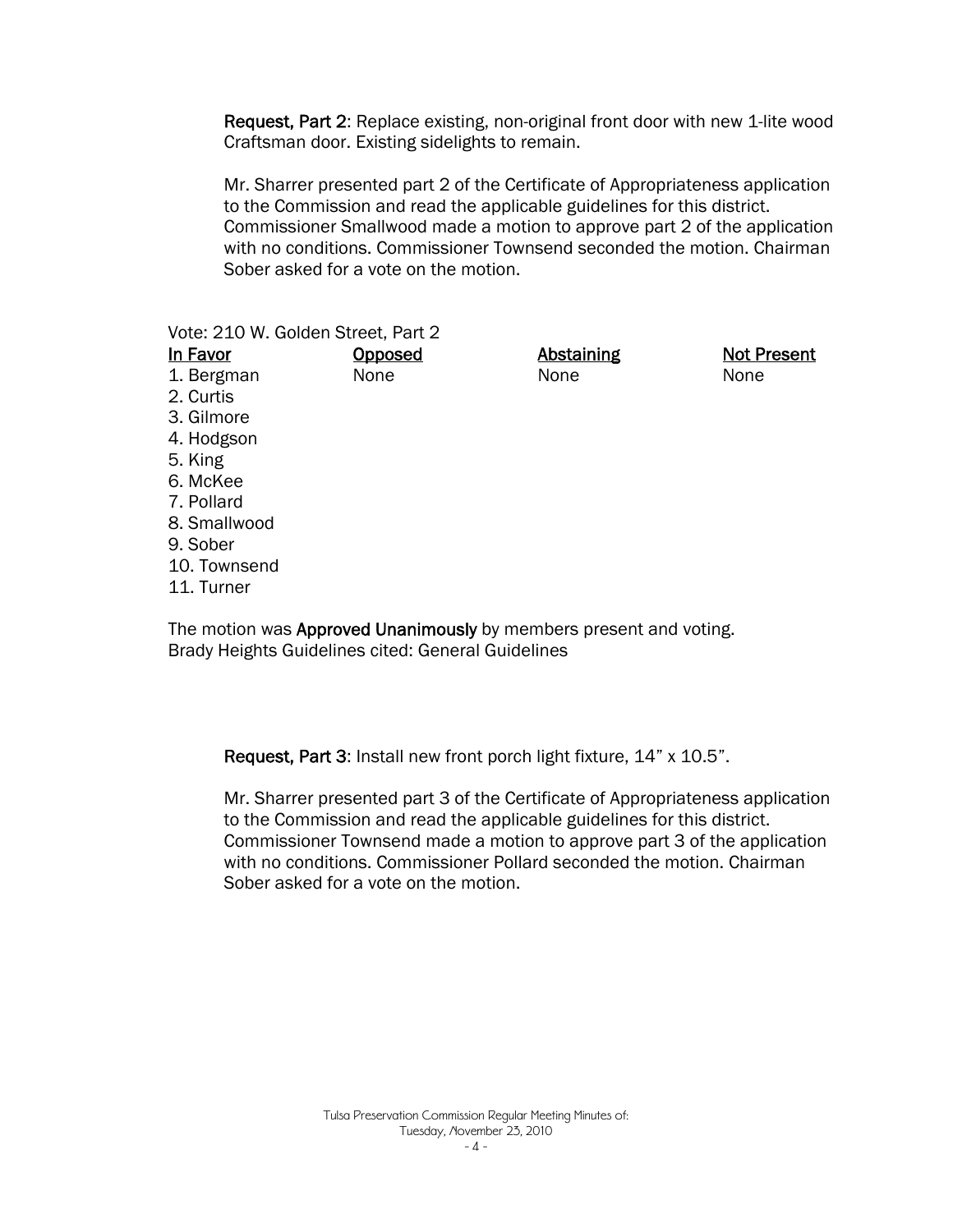**Request, Part 2**: Replace existing, non-original front door with new 1-lite wood Craftsman door. Existing sidelights to remain.

Mr. Sharrer presented part 2 of the Certificate of Appropriateness application to the Commission and read the applicable guidelines for this district. Commissioner Smallwood made a motion to approve part 2 of the application with no conditions. Commissioner Townsend seconded the motion. Chairman Sober asked for a vote on the motion.

Vote: 210 W. Golden Street, Part 2

| In Favor | Opposed | Abstaining | Not Present |
|---|---|---|---|
| 1. Bergman | None | None | None |
| 2. Curtis | | | |
| 3. Gilmore | | | |
| 4. Hodgson | | | |
| 5. King | | | |
| 6. McKee | | | |
| 7. Pollard | | | |
| 8. Smallwood | | | |
| 9. Sober | | | |
| 10. Townsend | | | |
| 11. Turner | | | |

The motion was **Approved Unanimously** by members present and voting.
Brady Heights Guidelines cited: General Guidelines

**Request, Part 3**: Install new front porch light fixture, 14" x 10.5".

Mr. Sharrer presented part 3 of the Certificate of Appropriateness application to the Commission and read the applicable guidelines for this district. Commissioner Townsend made a motion to approve part 3 of the application with no conditions. Commissioner Pollard seconded the motion. Chairman Sober asked for a vote on the motion.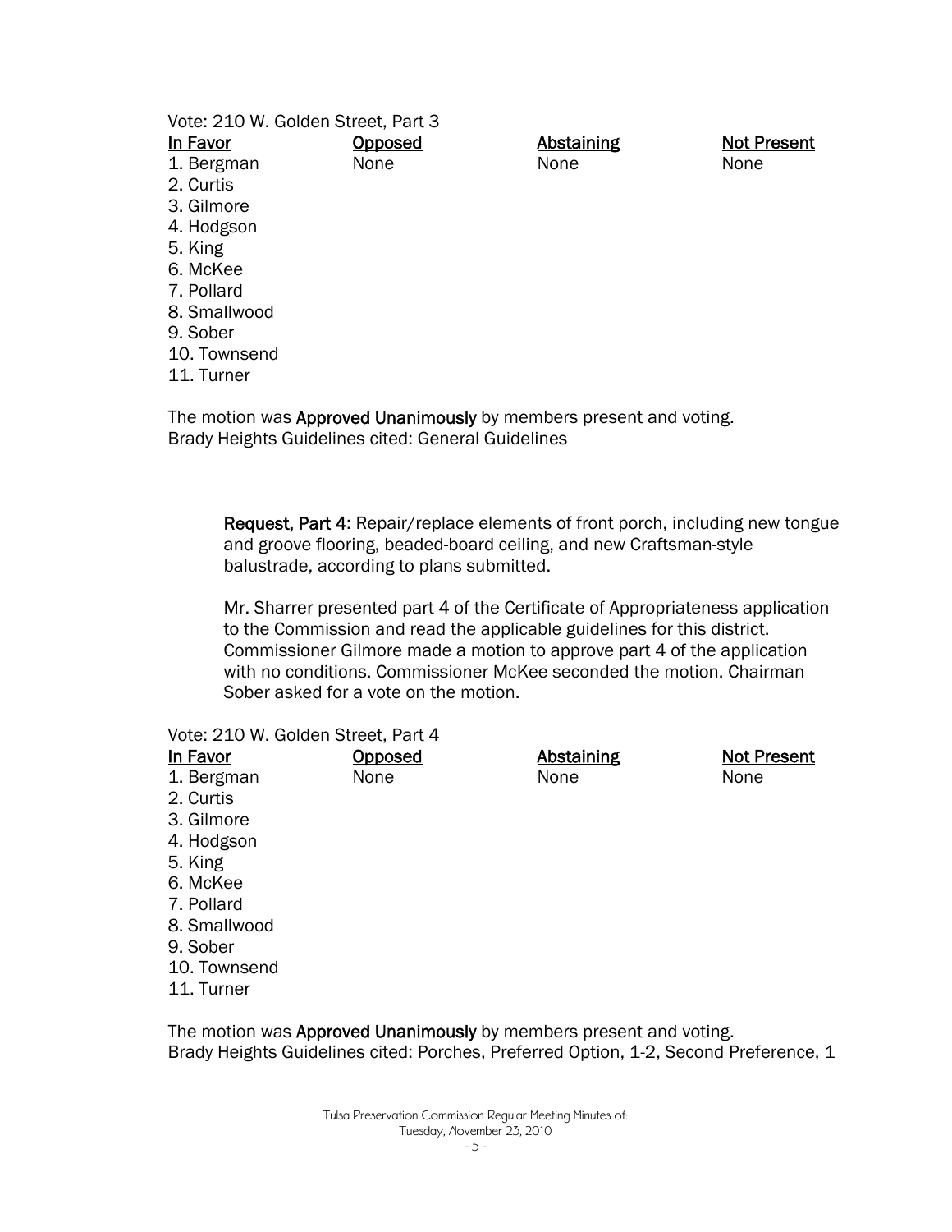Vote: 210 W. Golden Street, Part 3

| In Favor | Opposed | Abstaining | Not Present |
|---|---|---|---|
| 1. Bergman | None | None | None |
| 2. Curtis | | | |
| 3. Gilmore | | | |
| 4. Hodgson | | | |
| 5. King | | | |
| 6. McKee | | | |
| 7. Pollard | | | |
| 8. Smallwood | | | |
| 9. Sober | | | |
| 10. Townsend | | | |
| 11. Turner | | | |

The motion was **Approved Unanimously** by members present and voting.
Brady Heights Guidelines cited: General Guidelines

> **Request, Part 4**: Repair/replace elements of front porch, including new tongue and groove flooring, beaded-board ceiling, and new Craftsman-style balustrade, according to plans submitted.
>
> Mr. Sharrer presented part 4 of the Certificate of Appropriateness application to the Commission and read the applicable guidelines for this district. Commissioner Gilmore made a motion to approve part 4 of the application with no conditions. Commissioner McKee seconded the motion. Chairman Sober asked for a vote on the motion.

Vote: 210 W. Golden Street, Part 4

| In Favor | Opposed | Abstaining | Not Present |
|---|---|---|---|
| 1. Bergman | None | None | None |
| 2. Curtis | | | |
| 3. Gilmore | | | |
| 4. Hodgson | | | |
| 5. King | | | |
| 6. McKee | | | |
| 7. Pollard | | | |
| 8. Smallwood | | | |
| 9. Sober | | | |
| 10. Townsend | | | |
| 11. Turner | | | |

The motion was **Approved Unanimously** by members present and voting.
Brady Heights Guidelines cited: Porches, Preferred Option, 1-2, Second Preference, 1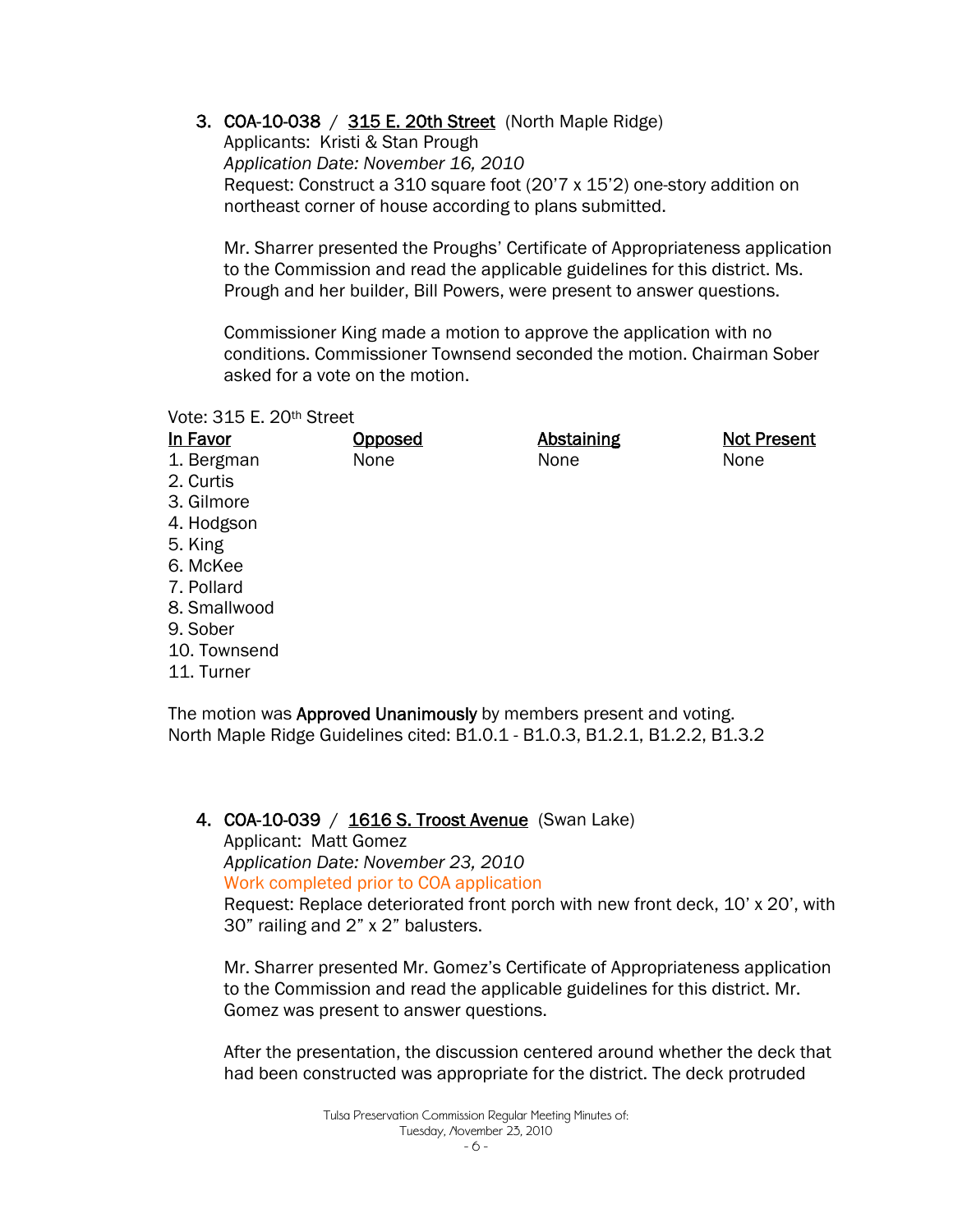3. **COA-10-038** / **315 E. 20th Street** (North Maple Ridge)
   Applicants: Kristi & Stan Prough
   *Application Date: November 16, 2010*
   Request: Construct a 310 square foot (20'7 x 15'2) one-story addition on northeast corner of house according to plans submitted.

   Mr. Sharrer presented the Proughs' Certificate of Appropriateness application to the Commission and read the applicable guidelines for this district. Ms. Prough and her builder, Bill Powers, were present to answer questions.

   Commissioner King made a motion to approve the application with no conditions. Commissioner Townsend seconded the motion. Chairman Sober asked for a vote on the motion.

Vote: 315 E. 20th Street

| In Favor | Opposed | Abstaining | Not Present |
|---|---|---|---|
| 1. Bergman | None | None | None |
| 2. Curtis | | | |
| 3. Gilmore | | | |
| 4. Hodgson | | | |
| 5. King | | | |
| 6. McKee | | | |
| 7. Pollard | | | |
| 8. Smallwood | | | |
| 9. Sober | | | |
| 10. Townsend | | | |
| 11. Turner | | | |

The motion was **Approved Unanimously** by members present and voting.
North Maple Ridge Guidelines cited: B1.0.1 - B1.0.3, B1.2.1, B1.2.2, B1.3.2

4. **COA-10-039** / **1616 S. Troost Avenue** (Swan Lake)
   Applicant: Matt Gomez
   *Application Date: November 23, 2010*
   Work completed prior to COA application
   Request: Replace deteriorated front porch with new front deck, 10' x 20', with 30" railing and 2" x 2" balusters.

   Mr. Sharrer presented Mr. Gomez's Certificate of Appropriateness application to the Commission and read the applicable guidelines for this district. Mr. Gomez was present to answer questions.

   After the presentation, the discussion centered around whether the deck that had been constructed was appropriate for the district. The deck protruded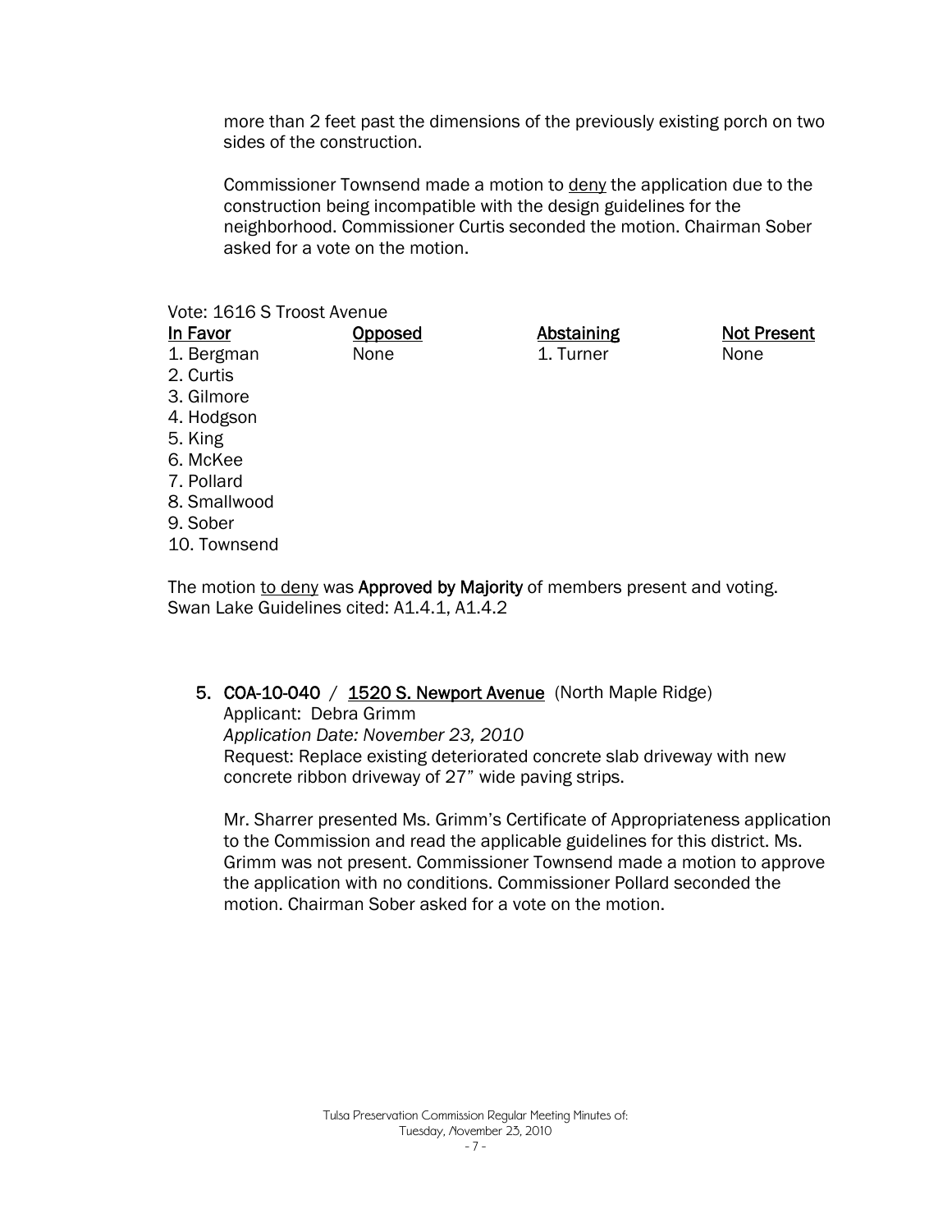more than 2 feet past the dimensions of the previously existing porch on two sides of the construction.

Commissioner Townsend made a motion to deny the application due to the construction being incompatible with the design guidelines for the neighborhood. Commissioner Curtis seconded the motion. Chairman Sober asked for a vote on the motion.

Vote: 1616 S Troost Avenue

| In Favor | Opposed | Abstaining | Not Present |
|---|---|---|---|
| 1. Bergman | None | 1. Turner | None |
| 2. Curtis | | | |
| 3. Gilmore | | | |
| 4. Hodgson | | | |
| 5. King | | | |
| 6. McKee | | | |
| 7. Pollard | | | |
| 8. Smallwood | | | |
| 9. Sober | | | |
| 10. Townsend | | | |

The motion to deny was **Approved by Majority** of members present and voting.
Swan Lake Guidelines cited: A1.4.1, A1.4.2

5. **COA-10-040** / 1520 S. Newport Avenue (North Maple Ridge)
   Applicant: Debra Grimm
   *Application Date: November 23, 2010*
   Request: Replace existing deteriorated concrete slab driveway with new concrete ribbon driveway of 27" wide paving strips.

   Mr. Sharrer presented Ms. Grimm's Certificate of Appropriateness application to the Commission and read the applicable guidelines for this district. Ms. Grimm was not present. Commissioner Townsend made a motion to approve the application with no conditions. Commissioner Pollard seconded the motion. Chairman Sober asked for a vote on the motion.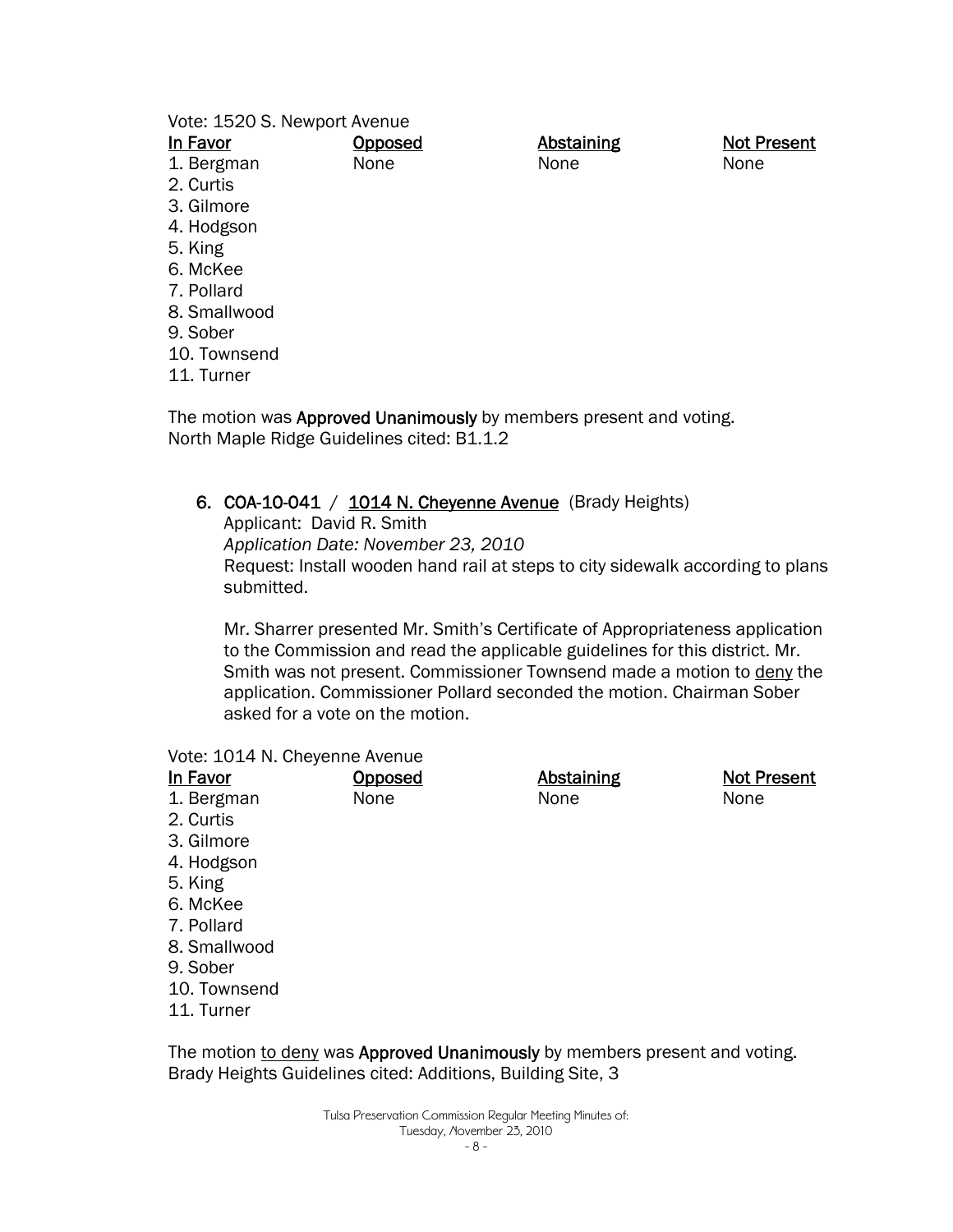Vote: 1520 S. Newport Avenue

| In Favor | Opposed | Abstaining | Not Present |
|---|---|---|---|
| 1. Bergman | None | None | None |
| 2. Curtis | | | |
| 3. Gilmore | | | |
| 4. Hodgson | | | |
| 5. King | | | |
| 6. McKee | | | |
| 7. Pollard | | | |
| 8. Smallwood | | | |
| 9. Sober | | | |
| 10. Townsend | | | |
| 11. Turner | | | |

The motion was **Approved Unanimously** by members present and voting.
North Maple Ridge Guidelines cited: B1.1.2

6. **COA-10-041** / **1014 N. Cheyenne Avenue** (Brady Heights)
   Applicant: David R. Smith
   *Application Date: November 23, 2010*
   Request: Install wooden hand rail at steps to city sidewalk according to plans submitted.

   Mr. Sharrer presented Mr. Smith's Certificate of Appropriateness application to the Commission and read the applicable guidelines for this district. Mr. Smith was not present. Commissioner Townsend made a motion to deny the application. Commissioner Pollard seconded the motion. Chairman Sober asked for a vote on the motion.

Vote: 1014 N. Cheyenne Avenue

| In Favor | Opposed | Abstaining | Not Present |
|---|---|---|---|
| 1. Bergman | None | None | None |
| 2. Curtis | | | |
| 3. Gilmore | | | |
| 4. Hodgson | | | |
| 5. King | | | |
| 6. McKee | | | |
| 7. Pollard | | | |
| 8. Smallwood | | | |
| 9. Sober | | | |
| 10. Townsend | | | |
| 11. Turner | | | |

The motion to deny was **Approved Unanimously** by members present and voting.
Brady Heights Guidelines cited: Additions, Building Site, 3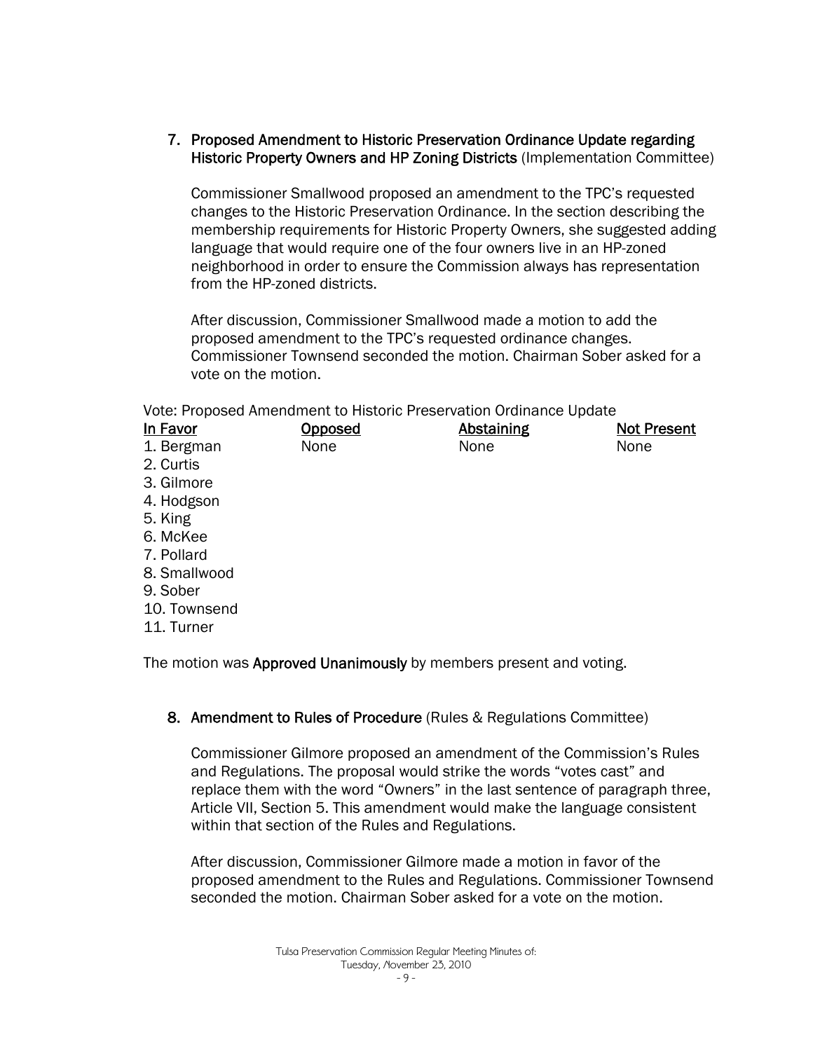7. **Proposed Amendment to Historic Preservation Ordinance Update regarding Historic Property Owners and HP Zoning Districts** (Implementation Committee)

   Commissioner Smallwood proposed an amendment to the TPC's requested changes to the Historic Preservation Ordinance. In the section describing the membership requirements for Historic Property Owners, she suggested adding language that would require one of the four owners live in an HP-zoned neighborhood in order to ensure the Commission always has representation from the HP-zoned districts.

   After discussion, Commissioner Smallwood made a motion to add the proposed amendment to the TPC's requested ordinance changes. Commissioner Townsend seconded the motion. Chairman Sober asked for a vote on the motion.

Vote: Proposed Amendment to Historic Preservation Ordinance Update

| In Favor | Opposed | Abstaining | Not Present |
|---|---|---|---|
| 1. Bergman | None | None | None |
| 2. Curtis | | | |
| 3. Gilmore | | | |
| 4. Hodgson | | | |
| 5. King | | | |
| 6. McKee | | | |
| 7. Pollard | | | |
| 8. Smallwood | | | |
| 9. Sober | | | |
| 10. Townsend | | | |
| 11. Turner | | | |

The motion was **Approved Unanimously** by members present and voting.

8. **Amendment to Rules of Procedure** (Rules & Regulations Committee)

   Commissioner Gilmore proposed an amendment of the Commission's Rules and Regulations. The proposal would strike the words "votes cast" and replace them with the word "Owners" in the last sentence of paragraph three, Article VII, Section 5. This amendment would make the language consistent within that section of the Rules and Regulations.

   After discussion, Commissioner Gilmore made a motion in favor of the proposed amendment to the Rules and Regulations. Commissioner Townsend seconded the motion. Chairman Sober asked for a vote on the motion.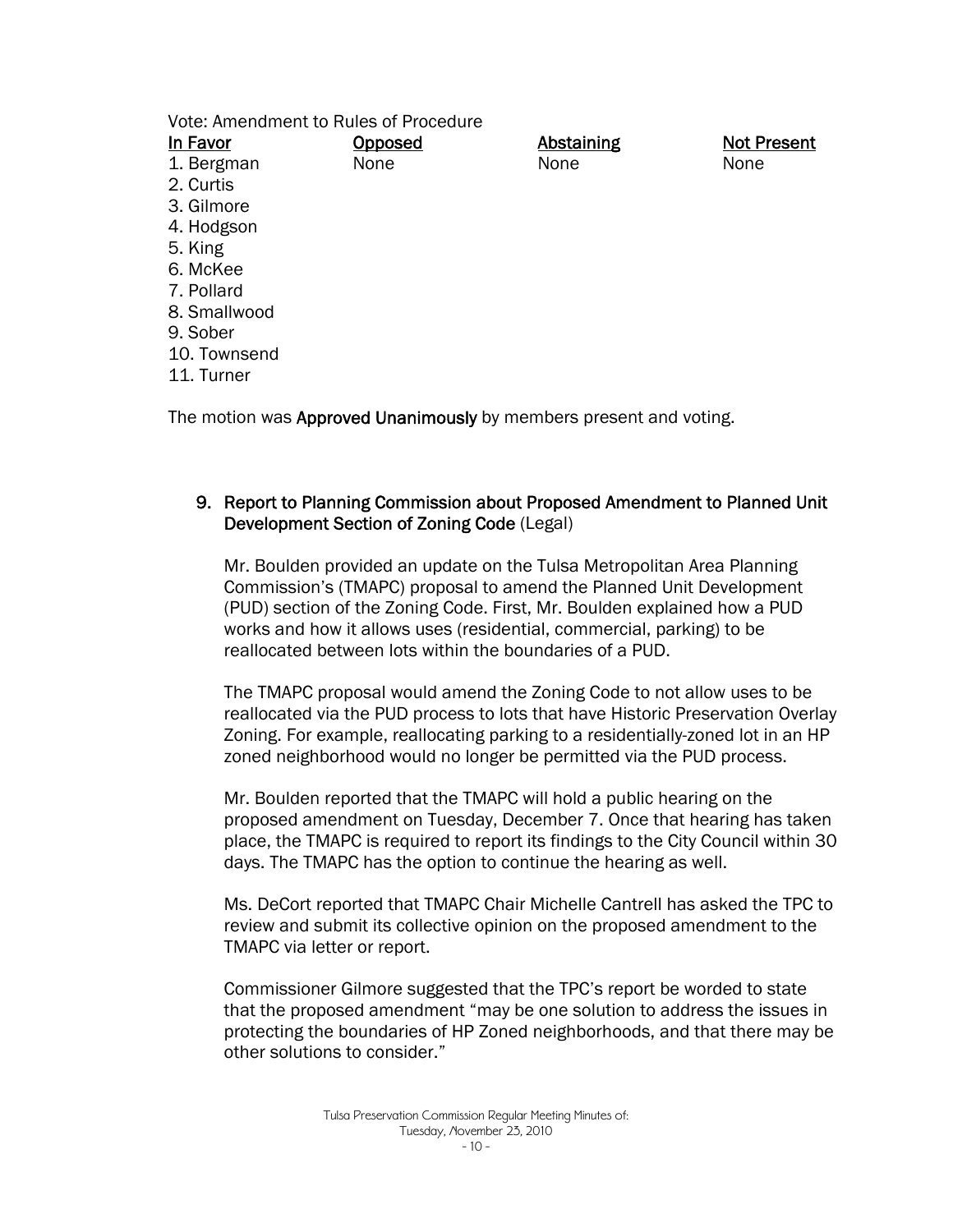Vote: Amendment to Rules of Procedure

| In Favor | Opposed | Abstaining | Not Present |
|---|---|---|---|
| 1. Bergman | None | None | None |
| 2. Curtis | | | |
| 3. Gilmore | | | |
| 4. Hodgson | | | |
| 5. King | | | |
| 6. McKee | | | |
| 7. Pollard | | | |
| 8. Smallwood | | | |
| 9. Sober | | | |
| 10. Townsend | | | |
| 11. Turner | | | |

The motion was **Approved Unanimously** by members present and voting.

9. **Report to Planning Commission about Proposed Amendment to Planned Unit Development Section of Zoning Code** (Legal)

   Mr. Boulden provided an update on the Tulsa Metropolitan Area Planning Commission's (TMAPC) proposal to amend the Planned Unit Development (PUD) section of the Zoning Code. First, Mr. Boulden explained how a PUD works and how it allows uses (residential, commercial, parking) to be reallocated between lots within the boundaries of a PUD.

   The TMAPC proposal would amend the Zoning Code to not allow uses to be reallocated via the PUD process to lots that have Historic Preservation Overlay Zoning. For example, reallocating parking to a residentially-zoned lot in an HP zoned neighborhood would no longer be permitted via the PUD process.

   Mr. Boulden reported that the TMAPC will hold a public hearing on the proposed amendment on Tuesday, December 7. Once that hearing has taken place, the TMAPC is required to report its findings to the City Council within 30 days. The TMAPC has the option to continue the hearing as well.

   Ms. DeCort reported that TMAPC Chair Michelle Cantrell has asked the TPC to review and submit its collective opinion on the proposed amendment to the TMAPC via letter or report.

   Commissioner Gilmore suggested that the TPC's report be worded to state that the proposed amendment "may be one solution to address the issues in protecting the boundaries of HP Zoned neighborhoods, and that there may be other solutions to consider."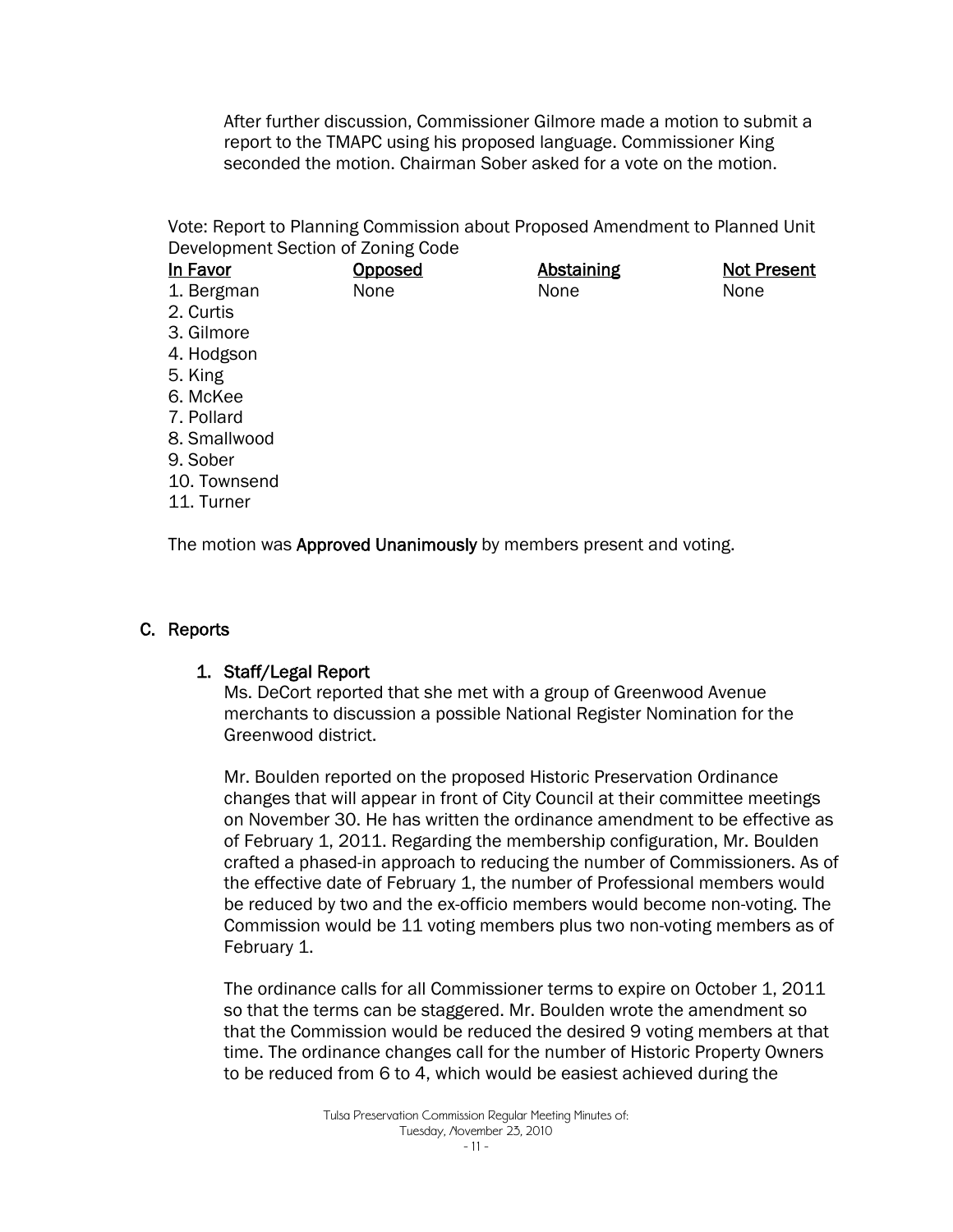After further discussion, Commissioner Gilmore made a motion to submit a report to the TMAPC using his proposed language. Commissioner King seconded the motion. Chairman Sober asked for a vote on the motion.

Vote: Report to Planning Commission about Proposed Amendment to Planned Unit Development Section of Zoning Code

| In Favor | Opposed | Abstaining | Not Present |
|---|---|---|---|
| 1. Bergman | None | None | None |
| 2. Curtis | | | |
| 3. Gilmore | | | |
| 4. Hodgson | | | |
| 5. King | | | |
| 6. McKee | | | |
| 7. Pollard | | | |
| 8. Smallwood | | | |
| 9. Sober | | | |
| 10. Townsend | | | |
| 11. Turner | | | |

The motion was **Approved Unanimously** by members present and voting.

## C. Reports

### 1. Staff/Legal Report

Ms. DeCort reported that she met with a group of Greenwood Avenue merchants to discussion a possible National Register Nomination for the Greenwood district.

Mr. Boulden reported on the proposed Historic Preservation Ordinance changes that will appear in front of City Council at their committee meetings on November 30. He has written the ordinance amendment to be effective as of February 1, 2011. Regarding the membership configuration, Mr. Boulden crafted a phased-in approach to reducing the number of Commissioners. As of the effective date of February 1, the number of Professional members would be reduced by two and the ex-officio members would become non-voting. The Commission would be 11 voting members plus two non-voting members as of February 1.

The ordinance calls for all Commissioner terms to expire on October 1, 2011 so that the terms can be staggered. Mr. Boulden wrote the amendment so that the Commission would be reduced the desired 9 voting members at that time. The ordinance changes call for the number of Historic Property Owners to be reduced from 6 to 4, which would be easiest achieved during the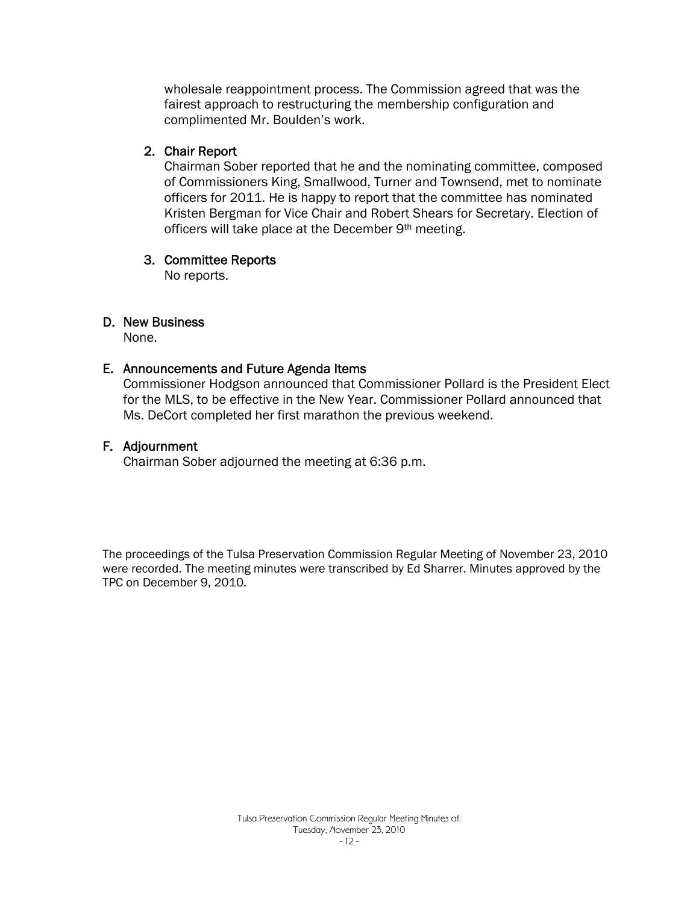wholesale reappointment process. The Commission agreed that was the fairest approach to restructuring the membership configuration and complimented Mr. Boulden's work.

2. Chair Report

   Chairman Sober reported that he and the nominating committee, composed of Commissioners King, Smallwood, Turner and Townsend, met to nominate officers for 2011. He is happy to report that the committee has nominated Kristen Bergman for Vice Chair and Robert Shears for Secretary. Election of officers will take place at the December 9th meeting.

3. Committee Reports

   No reports.

## D. New Business

None.

## E. Announcements and Future Agenda Items

Commissioner Hodgson announced that Commissioner Pollard is the President Elect for the MLS, to be effective in the New Year. Commissioner Pollard announced that Ms. DeCort completed her first marathon the previous weekend.

## F. Adjournment

Chairman Sober adjourned the meeting at 6:36 p.m.

The proceedings of the Tulsa Preservation Commission Regular Meeting of November 23, 2010 were recorded. The meeting minutes were transcribed by Ed Sharrer. Minutes approved by the TPC on December 9, 2010.